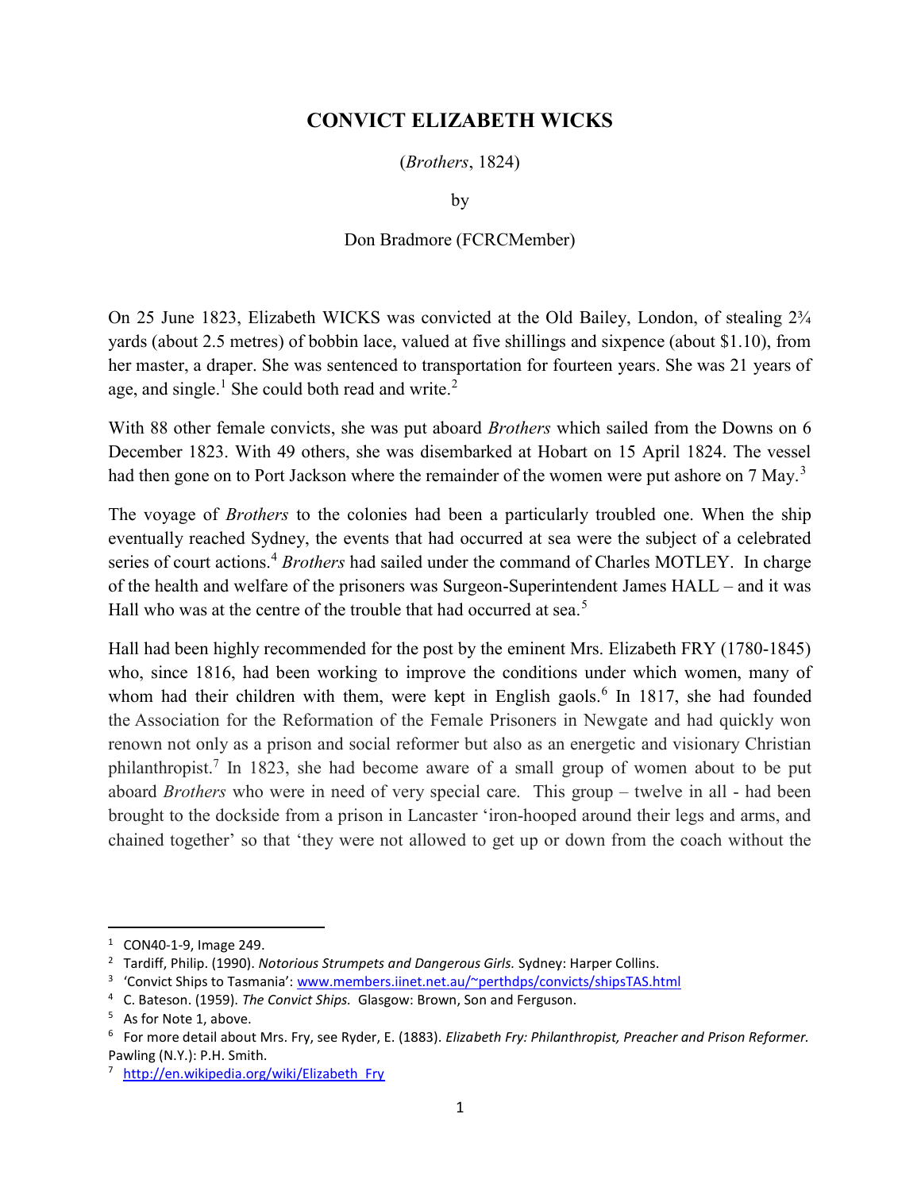# CONVICT ELIZABETH WICKS

(*Brothers*, 1824)

by

Don Bradmore (FCRCMember)

On 25 June 1823, Elizabeth WICKS was convicted at the Old Bailey, London, of stealing 2¾ yards (about 2.5 metres) of bobbin lace, valued at five shillings and sixpence (about $1.10), from her master, a draper. She was sentenced to transportation for fourteen years. She was 21 years of age, and single.[1] She could both read and write.[2]

With 88 other female convicts, she was put aboard *Brothers* which sailed from the Downs on 6 December 1823. With 49 others, she was disembarked at Hobart on 15 April 1824. The vessel had then gone on to Port Jackson where the remainder of the women were put ashore on 7 May.[3]

The voyage of *Brothers* to the colonies had been a particularly troubled one. When the ship eventually reached Sydney, the events that had occurred at sea were the subject of a celebrated series of court actions.[4] *Brothers* had sailed under the command of Charles MOTLEY. In charge of the health and welfare of the prisoners was Surgeon-Superintendent James HALL – and it was Hall who was at the centre of the trouble that had occurred at sea.[5]

Hall had been highly recommended for the post by the eminent Mrs. Elizabeth FRY (1780-1845) who, since 1816, had been working to improve the conditions under which women, many of whom had their children with them, were kept in English gaols.[6] In 1817, she had founded the Association for the Reformation of the Female Prisoners in Newgate and had quickly won renown not only as a prison and social reformer but also as an energetic and visionary Christian philanthropist.[7] In 1823, she had become aware of a small group of women about to be put aboard *Brothers* who were in need of very special care. This group – twelve in all - had been brought to the dockside from a prison in Lancaster 'iron-hooped around their legs and arms, and chained together' so that 'they were not allowed to get up or down from the coach without the

---

1 CON40-1-9, Image 249.

2 Tardiff, Philip. (1990). *Notorious Strumpets and Dangerous Girls.* Sydney: Harper Collins.

3 'Convict Ships to Tasmania': www.members.iinet.net.au/~perthdps/convicts/shipsTAS.html

4 C. Bateson. (1959). *The Convict Ships.* Glasgow: Brown, Son and Ferguson.

5 As for Note 1, above.

6 For more detail about Mrs. Fry, see Ryder, E. (1883). *Elizabeth Fry: Philanthropist, Preacher and Prison Reformer.* Pawling (N.Y.): P.H. Smith.

7 http://en.wikipedia.org/wiki/Elizabeth_Fry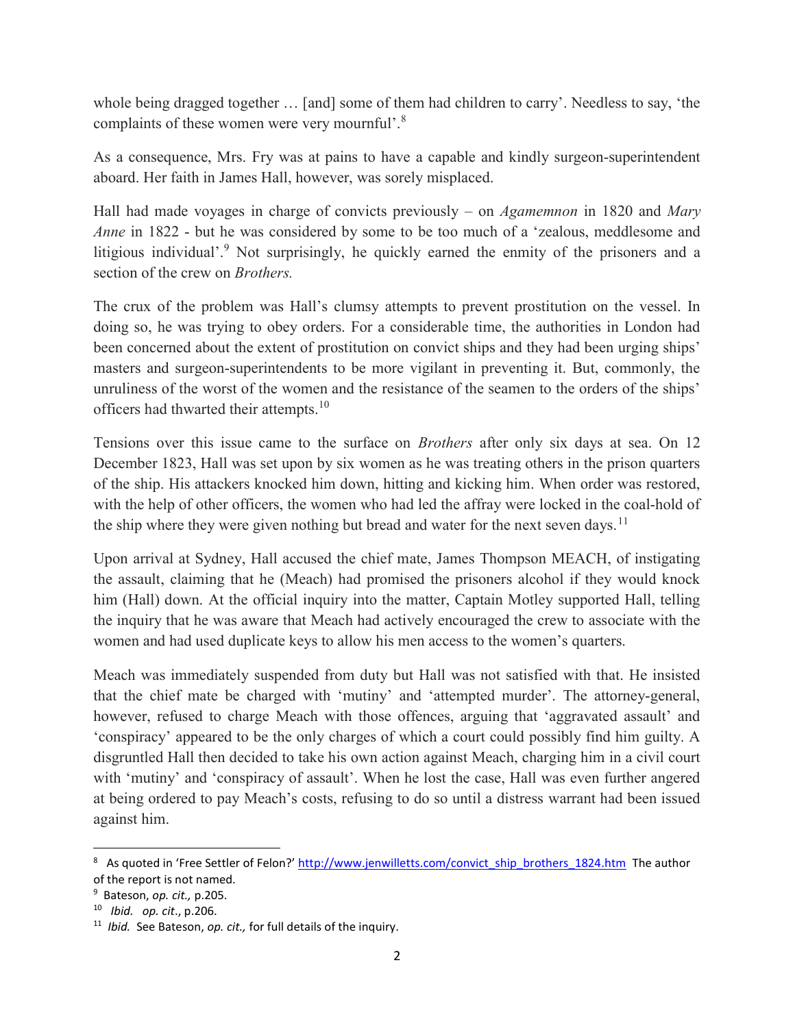whole being dragged together … [and] some of them had children to carry'. Needless to say, 'the complaints of these women were very mournful'.[8]

As a consequence, Mrs. Fry was at pains to have a capable and kindly surgeon-superintendent aboard. Her faith in James Hall, however, was sorely misplaced.

Hall had made voyages in charge of convicts previously – on *Agamemnon* in 1820 and *Mary Anne* in 1822 - but he was considered by some to be too much of a 'zealous, meddlesome and litigious individual'.[9] Not surprisingly, he quickly earned the enmity of the prisoners and a section of the crew on *Brothers.*

The crux of the problem was Hall's clumsy attempts to prevent prostitution on the vessel. In doing so, he was trying to obey orders. For a considerable time, the authorities in London had been concerned about the extent of prostitution on convict ships and they had been urging ships' masters and surgeon-superintendents to be more vigilant in preventing it. But, commonly, the unruliness of the worst of the women and the resistance of the seamen to the orders of the ships' officers had thwarted their attempts.[10]

Tensions over this issue came to the surface on *Brothers* after only six days at sea. On 12 December 1823, Hall was set upon by six women as he was treating others in the prison quarters of the ship. His attackers knocked him down, hitting and kicking him. When order was restored, with the help of other officers, the women who had led the affray were locked in the coal-hold of the ship where they were given nothing but bread and water for the next seven days.[11]

Upon arrival at Sydney, Hall accused the chief mate, James Thompson MEACH, of instigating the assault, claiming that he (Meach) had promised the prisoners alcohol if they would knock him (Hall) down. At the official inquiry into the matter, Captain Motley supported Hall, telling the inquiry that he was aware that Meach had actively encouraged the crew to associate with the women and had used duplicate keys to allow his men access to the women's quarters.

Meach was immediately suspended from duty but Hall was not satisfied with that. He insisted that the chief mate be charged with 'mutiny' and 'attempted murder'. The attorney-general, however, refused to charge Meach with those offences, arguing that 'aggravated assault' and 'conspiracy' appeared to be the only charges of which a court could possibly find him guilty. A disgruntled Hall then decided to take his own action against Meach, charging him in a civil court with 'mutiny' and 'conspiracy of assault'. When he lost the case, Hall was even further angered at being ordered to pay Meach's costs, refusing to do so until a distress warrant had been issued against him.

---

[8] As quoted in 'Free Settler of Felon?' http://www.jenwillets.com/convict_ship_brothers_1824.htm The author of the report is not named.

[9] Bateson, *op. cit.,* p.205.

[10] *Ibid. op. cit*., p.206.

[11] *Ibid.* See Bateson, *op. cit.,* for full details of the inquiry.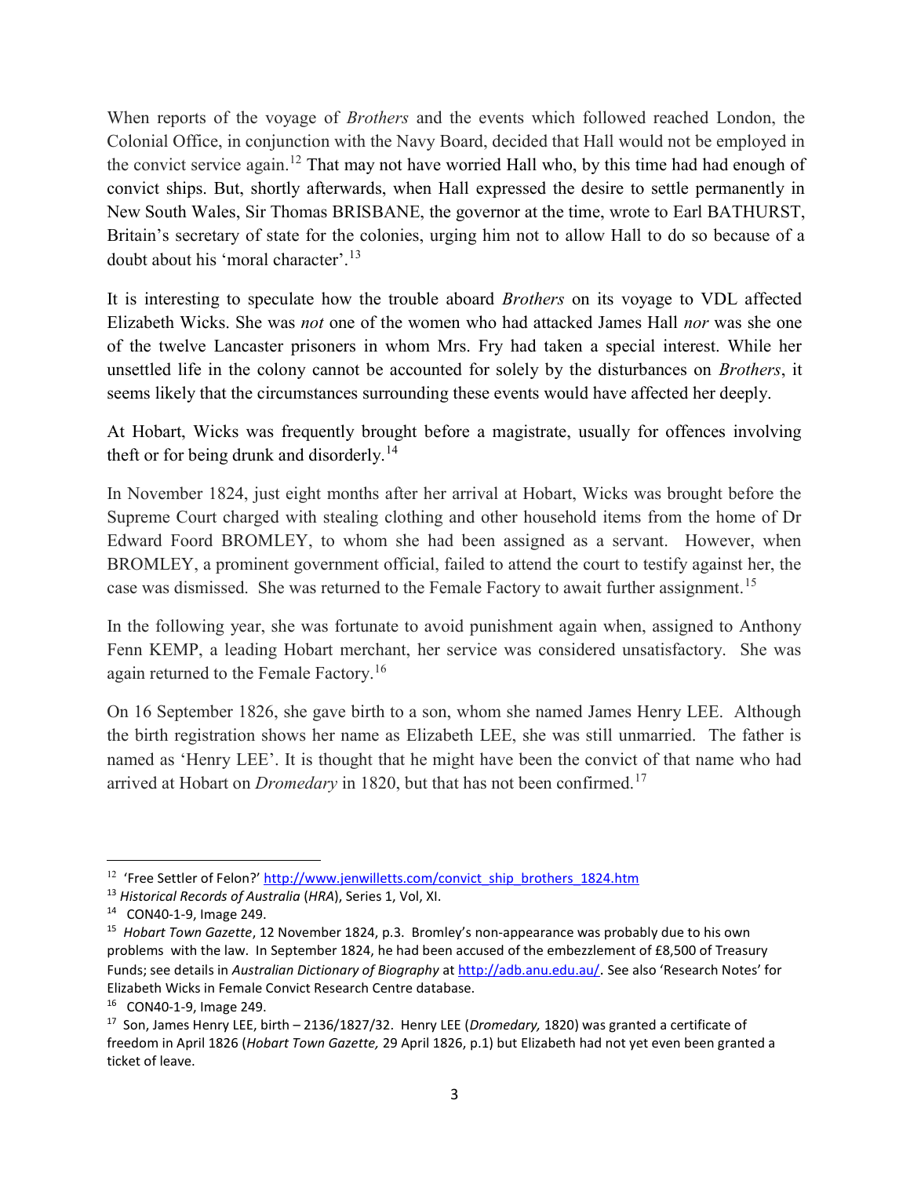When reports of the voyage of *Brothers* and the events which followed reached London, the Colonial Office, in conjunction with the Navy Board, decided that Hall would not be employed in the convict service again.[12] That may not have worried Hall who, by this time had had enough of convict ships. But, shortly afterwards, when Hall expressed the desire to settle permanently in New South Wales, Sir Thomas BRISBANE, the governor at the time, wrote to Earl BATHURST, Britain's secretary of state for the colonies, urging him not to allow Hall to do so because of a doubt about his 'moral character'.[13]

It is interesting to speculate how the trouble aboard *Brothers* on its voyage to VDL affected Elizabeth Wicks. She was *not* one of the women who had attacked James Hall *nor* was she one of the twelve Lancaster prisoners in whom Mrs. Fry had taken a special interest. While her unsettled life in the colony cannot be accounted for solely by the disturbances on *Brothers*, it seems likely that the circumstances surrounding these events would have affected her deeply.

At Hobart, Wicks was frequently brought before a magistrate, usually for offences involving theft or for being drunk and disorderly.[14]

In November 1824, just eight months after her arrival at Hobart, Wicks was brought before the Supreme Court charged with stealing clothing and other household items from the home of Dr Edward Foord BROMLEY, to whom she had been assigned as a servant. However, when BROMLEY, a prominent government official, failed to attend the court to testify against her, the case was dismissed. She was returned to the Female Factory to await further assignment.[15]

In the following year, she was fortunate to avoid punishment again when, assigned to Anthony Fenn KEMP, a leading Hobart merchant, her service was considered unsatisfactory. She was again returned to the Female Factory.[16]

On 16 September 1826, she gave birth to a son, whom she named James Henry LEE. Although the birth registration shows her name as Elizabeth LEE, she was still unmarried. The father is named as 'Henry LEE'. It is thought that he might have been the convict of that name who had arrived at Hobart on *Dromedary* in 1820, but that has not been confirmed.[17]

---

[12] 'Free Settler of Felon?' http://www.jenwilletts.com/convict_ship_brothers_1824.htm

[13] *Historical Records of Australia* (*HRA*), Series 1, Vol, XI.

[14] CON40-1-9, Image 249.

[15] *Hobart Town Gazette*, 12 November 1824, p.3. Bromley's non-appearance was probably due to his own problems with the law. In September 1824, he had been accused of the embezzlement of £8,500 of Treasury Funds; see details in *Australian Dictionary of Biography* at http://adb.anu.edu.au/. See also 'Research Notes' for Elizabeth Wicks in Female Convict Research Centre database.

[16] CON40-1-9, Image 249.

[17] Son, James Henry LEE, birth – 2136/1827/32. Henry LEE (*Dromedary,* 1820) was granted a certificate of freedom in April 1826 (*Hobart Town Gazette,* 29 April 1826, p.1) but Elizabeth had not yet even been granted a ticket of leave.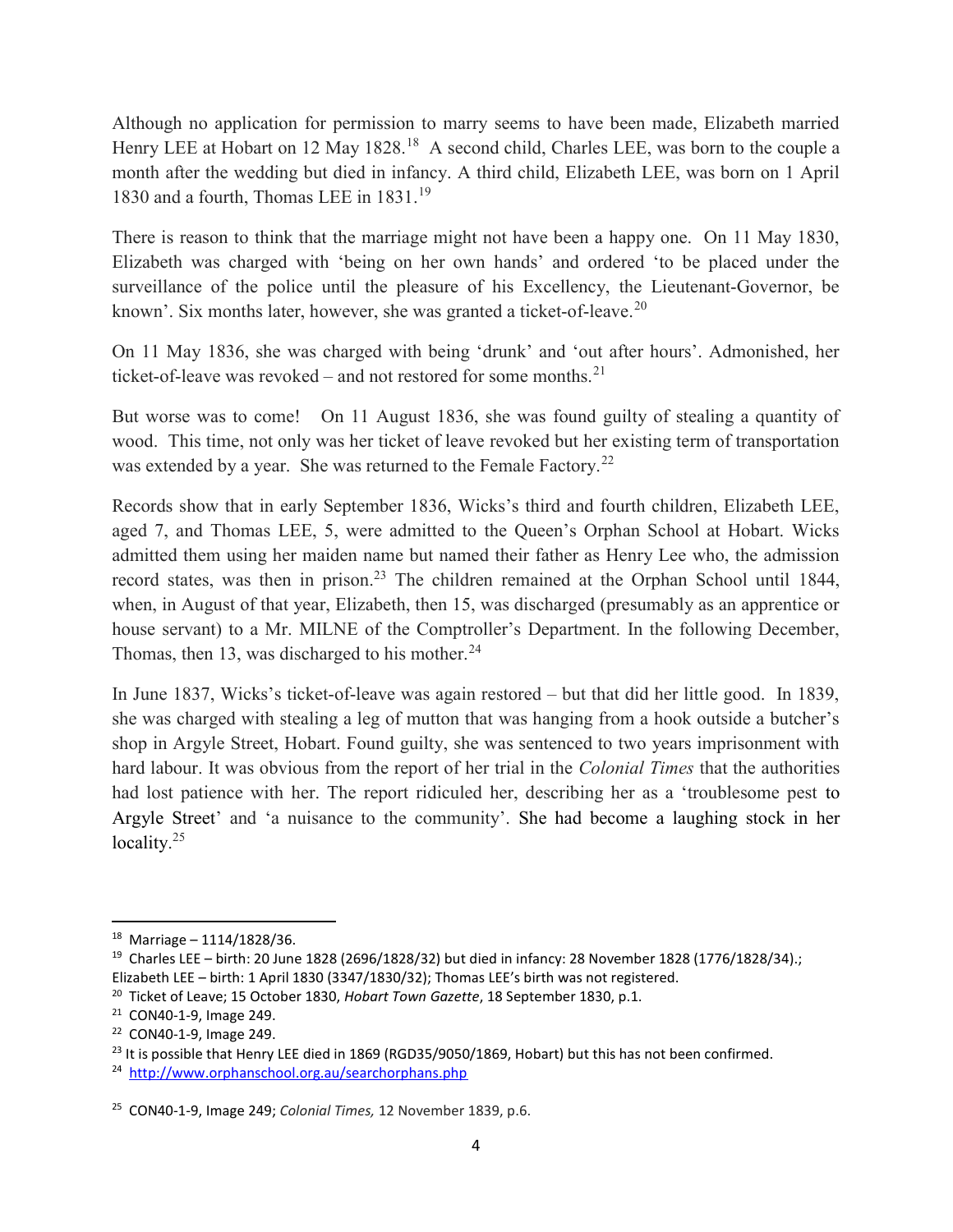Although no application for permission to marry seems to have been made, Elizabeth married Henry LEE at Hobart on 12 May 1828.[18] A second child, Charles LEE, was born to the couple a month after the wedding but died in infancy. A third child, Elizabeth LEE, was born on 1 April 1830 and a fourth, Thomas LEE in 1831.[19]

There is reason to think that the marriage might not have been a happy one. On 11 May 1830, Elizabeth was charged with 'being on her own hands' and ordered 'to be placed under the surveillance of the police until the pleasure of his Excellency, the Lieutenant-Governor, be known'. Six months later, however, she was granted a ticket-of-leave.[20]

On 11 May 1836, she was charged with being 'drunk' and 'out after hours'. Admonished, her ticket-of-leave was revoked – and not restored for some months.[21]

But worse was to come! On 11 August 1836, she was found guilty of stealing a quantity of wood. This time, not only was her ticket of leave revoked but her existing term of transportation was extended by a year. She was returned to the Female Factory.[22]

Records show that in early September 1836, Wicks's third and fourth children, Elizabeth LEE, aged 7, and Thomas LEE, 5, were admitted to the Queen's Orphan School at Hobart. Wicks admitted them using her maiden name but named their father as Henry Lee who, the admission record states, was then in prison.[23] The children remained at the Orphan School until 1844, when, in August of that year, Elizabeth, then 15, was discharged (presumably as an apprentice or house servant) to a Mr. MILNE of the Comptroller's Department. In the following December, Thomas, then 13, was discharged to his mother.[24]

In June 1837, Wicks's ticket-of-leave was again restored – but that did her little good. In 1839, she was charged with stealing a leg of mutton that was hanging from a hook outside a butcher's shop in Argyle Street, Hobart. Found guilty, she was sentenced to two years imprisonment with hard labour. It was obvious from the report of her trial in the *Colonial Times* that the authorities had lost patience with her. The report ridiculed her, describing her as a 'troublesome pest to Argyle Street' and 'a nuisance to the community'. She had become a laughing stock in her locality.[25]

---

[18] Marriage – 1114/1828/36.

[19] Charles LEE – birth: 20 June 1828 (2696/1828/32) but died in infancy: 28 November 1828 (1776/1828/34).; Elizabeth LEE – birth: 1 April 1830 (3347/1830/32); Thomas LEE's birth was not registered.

[20] Ticket of Leave; 15 October 1830, *Hobart Town Gazette*, 18 September 1830, p.1.

[21] CON40-1-9, Image 249.

[22] CON40-1-9, Image 249.

[23] It is possible that Henry LEE died in 1869 (RGD35/9050/1869, Hobart) but this has not been confirmed.

[24] http://www.orphanschool.org.au/searchorphans.php

[25] CON40-1-9, Image 249; *Colonial Times,* 12 November 1839, p.6.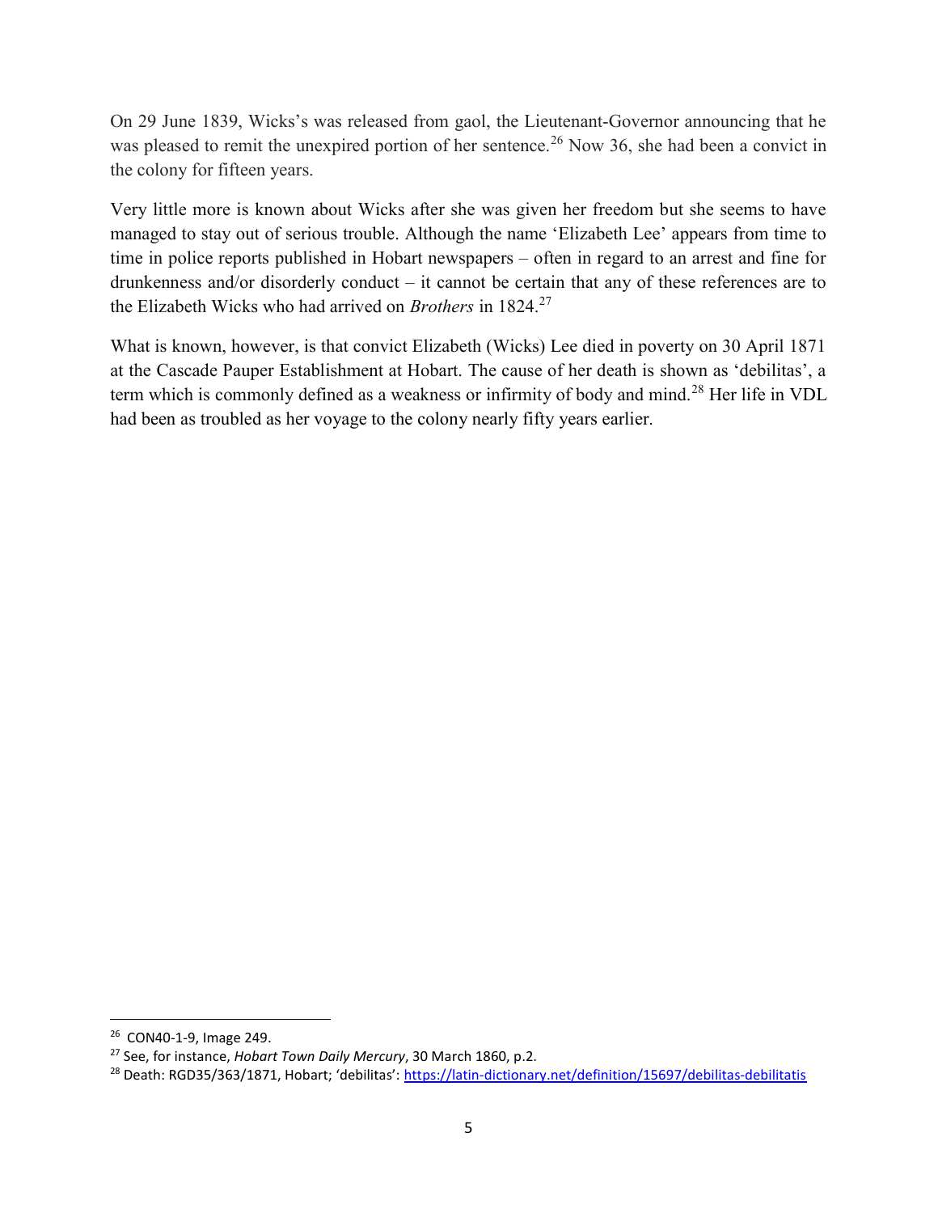On 29 June 1839, Wicks's was released from gaol, the Lieutenant-Governor announcing that he was pleased to remit the unexpired portion of her sentence.[26] Now 36, she had been a convict in the colony for fifteen years.

Very little more is known about Wicks after she was given her freedom but she seems to have managed to stay out of serious trouble. Although the name 'Elizabeth Lee' appears from time to time in police reports published in Hobart newspapers – often in regard to an arrest and fine for drunkenness and/or disorderly conduct – it cannot be certain that any of these references are to the Elizabeth Wicks who had arrived on *Brothers* in 1824.[27]

What is known, however, is that convict Elizabeth (Wicks) Lee died in poverty on 30 April 1871 at the Cascade Pauper Establishment at Hobart. The cause of her death is shown as 'debilitas', a term which is commonly defined as a weakness or infirmity of body and mind.[28] Her life in VDL had been as troubled as her voyage to the colony nearly fifty years earlier.

---

[26] CON40-1-9, Image 249.

[27] See, for instance, *Hobart Town Daily Mercury*, 30 March 1860, p.2.

[28] Death: RGD35/363/1871, Hobart; 'debilitas': https://latin-dictionary.net/definition/15697/debilitas-debilitatis